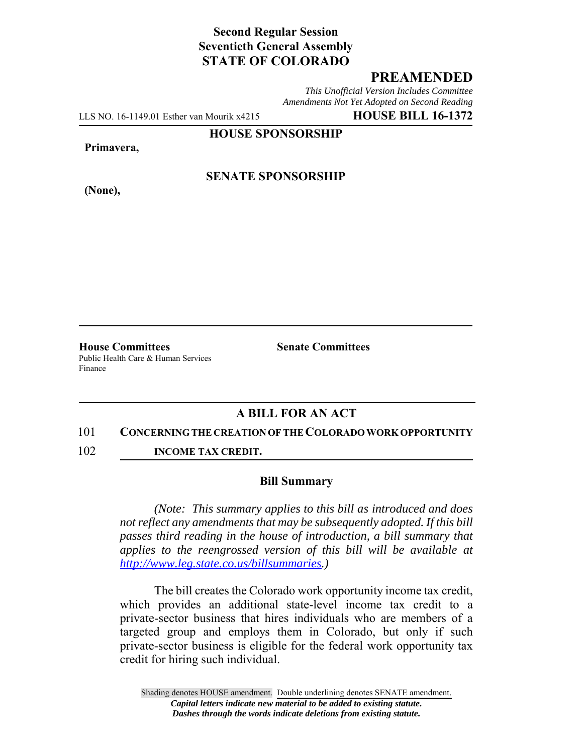**Second Regular Session**
**Seventieth General Assembly**
**STATE OF COLORADO**

## PREAMENDED

*This Unofficial Version Includes Committee Amendments Not Yet Adopted on Second Reading*

LLS NO. 16-1149.01 Esther van Mourik x4215 **HOUSE BILL 16-1372**

**HOUSE SPONSORSHIP**

**Primavera,**

**SENATE SPONSORSHIP**

**(None),**

**House Committees**
Public Health Care & Human Services
Finance

**Senate Committees**

## A BILL FOR AN ACT

101 **CONCERNING THE CREATION OF THE COLORADO WORK OPPORTUNITY**
102 **INCOME TAX CREDIT.**

### Bill Summary

*(Note: This summary applies to this bill as introduced and does not reflect any amendments that may be subsequently adopted. If this bill passes third reading in the house of introduction, a bill summary that applies to the reengrossed version of this bill will be available at http://www.leg.state.co.us/billsummaries.)*

The bill creates the Colorado work opportunity income tax credit, which provides an additional state-level income tax credit to a private-sector business that hires individuals who are members of a targeted group and employs them in Colorado, but only if such private-sector business is eligible for the federal work opportunity tax credit for hiring such individual.

Shading denotes HOUSE amendment. Double underlining denotes SENATE amendment.
*Capital letters indicate new material to be added to existing statute.*
*Dashes through the words indicate deletions from existing statute.*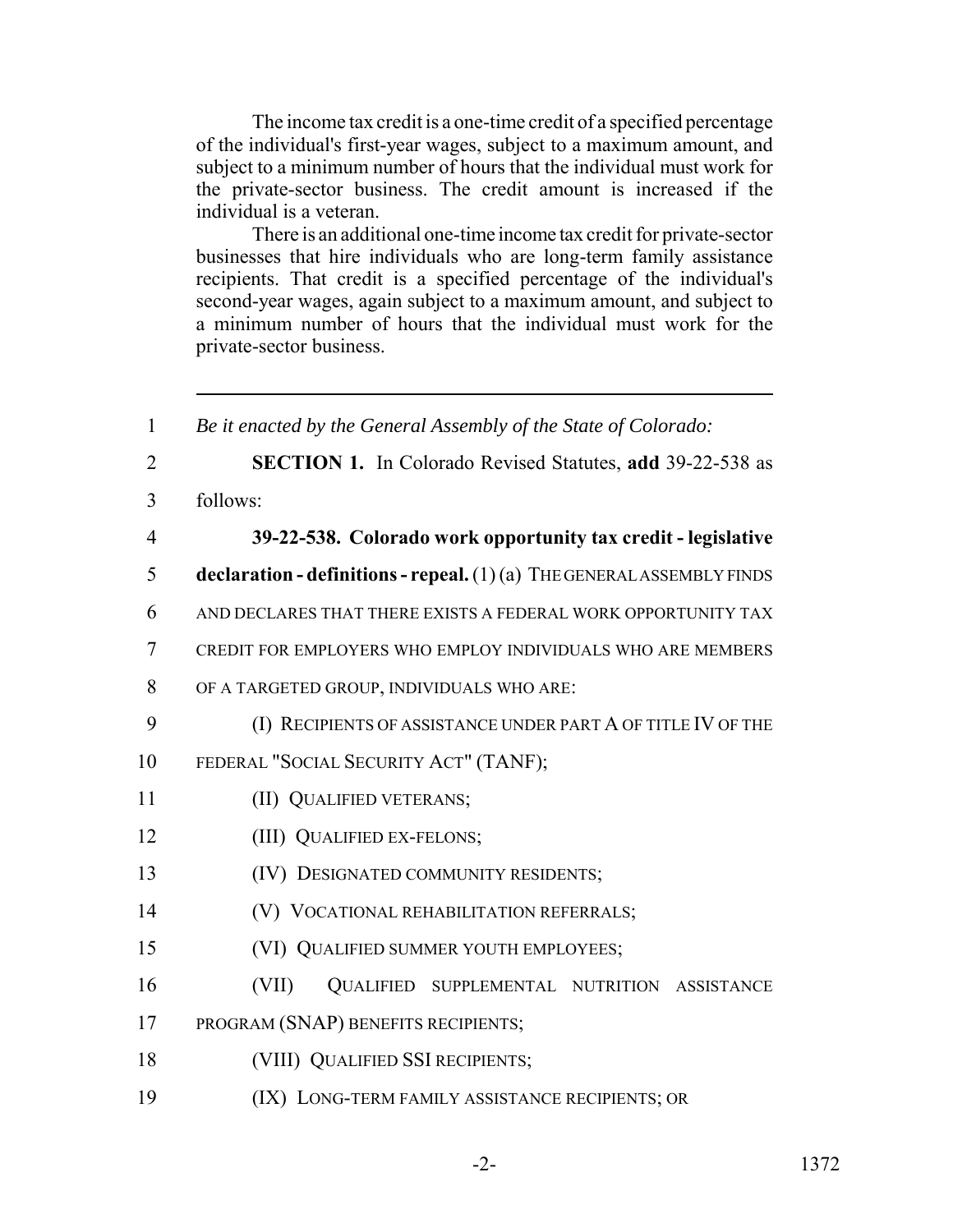The income tax credit is a one-time credit of a specified percentage of the individual's first-year wages, subject to a maximum amount, and subject to a minimum number of hours that the individual must work for the private-sector business. The credit amount is increased if the individual is a veteran.

There is an additional one-time income tax credit for private-sector businesses that hire individuals who are long-term family assistance recipients. That credit is a specified percentage of the individual's second-year wages, again subject to a maximum amount, and subject to a minimum number of hours that the individual must work for the private-sector business.

---

1 *Be it enacted by the General Assembly of the State of Colorado:*

2 **SECTION 1.** In Colorado Revised Statutes, **add** 39-22-538 as
3 follows:

4 **39-22-538. Colorado work opportunity tax credit - legislative**
5 **declaration - definitions - repeal.** (1) (a) THE GENERAL ASSEMBLY FINDS
6 AND DECLARES THAT THERE EXISTS A FEDERAL WORK OPPORTUNITY TAX
7 CREDIT FOR EMPLOYERS WHO EMPLOY INDIVIDUALS WHO ARE MEMBERS
8 OF A TARGETED GROUP, INDIVIDUALS WHO ARE:

9 (I) RECIPIENTS OF ASSISTANCE UNDER PART A OF TITLE IV OF THE
10 FEDERAL "SOCIAL SECURITY ACT" (TANF);

11 (II) QUALIFIED VETERANS;

12 (III) QUALIFIED EX-FELONS;

13 (IV) DESIGNATED COMMUNITY RESIDENTS;

14 (V) VOCATIONAL REHABILITATION REFERRALS;

15 (VI) QUALIFIED SUMMER YOUTH EMPLOYEES;

16 (VII) QUALIFIED SUPPLEMENTAL NUTRITION ASSISTANCE
17 PROGRAM (SNAP) BENEFITS RECIPIENTS;

18 (VIII) QUALIFIED SSI RECIPIENTS;

19 (IX) LONG-TERM FAMILY ASSISTANCE RECIPIENTS; OR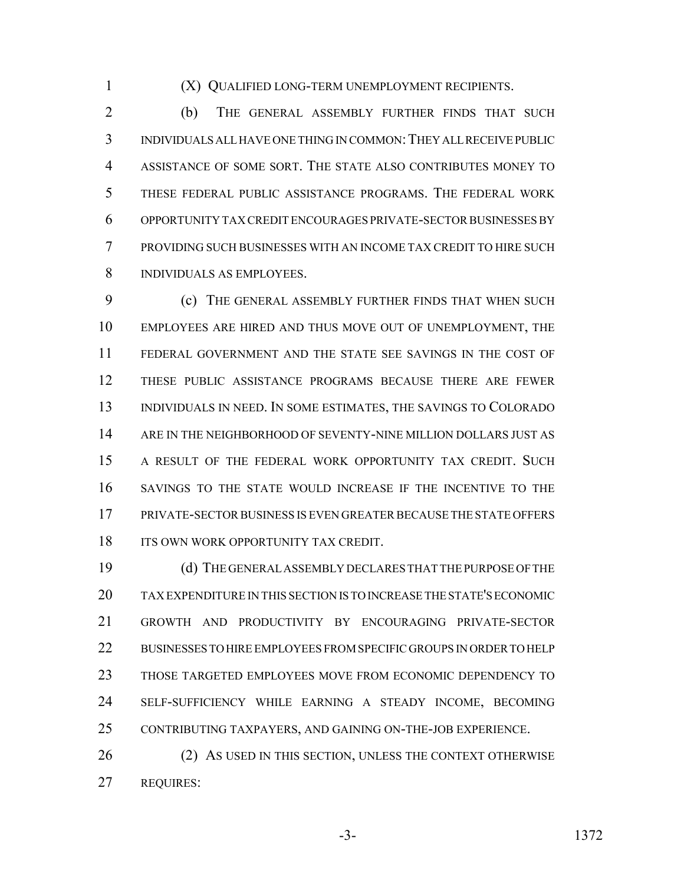(X) QUALIFIED LONG-TERM UNEMPLOYMENT RECIPIENTS.

(b) THE GENERAL ASSEMBLY FURTHER FINDS THAT SUCH INDIVIDUALS ALL HAVE ONE THING IN COMMON: THEY ALL RECEIVE PUBLIC ASSISTANCE OF SOME SORT. THE STATE ALSO CONTRIBUTES MONEY TO THESE FEDERAL PUBLIC ASSISTANCE PROGRAMS. THE FEDERAL WORK OPPORTUNITY TAX CREDIT ENCOURAGES PRIVATE-SECTOR BUSINESSES BY PROVIDING SUCH BUSINESSES WITH AN INCOME TAX CREDIT TO HIRE SUCH INDIVIDUALS AS EMPLOYEES.

(c) THE GENERAL ASSEMBLY FURTHER FINDS THAT WHEN SUCH EMPLOYEES ARE HIRED AND THUS MOVE OUT OF UNEMPLOYMENT, THE FEDERAL GOVERNMENT AND THE STATE SEE SAVINGS IN THE COST OF THESE PUBLIC ASSISTANCE PROGRAMS BECAUSE THERE ARE FEWER INDIVIDUALS IN NEED. IN SOME ESTIMATES, THE SAVINGS TO COLORADO ARE IN THE NEIGHBORHOOD OF SEVENTY-NINE MILLION DOLLARS JUST AS A RESULT OF THE FEDERAL WORK OPPORTUNITY TAX CREDIT. SUCH SAVINGS TO THE STATE WOULD INCREASE IF THE INCENTIVE TO THE PRIVATE-SECTOR BUSINESS IS EVEN GREATER BECAUSE THE STATE OFFERS ITS OWN WORK OPPORTUNITY TAX CREDIT.

(d) THE GENERAL ASSEMBLY DECLARES THAT THE PURPOSE OF THE TAX EXPENDITURE IN THIS SECTION IS TO INCREASE THE STATE'S ECONOMIC GROWTH AND PRODUCTIVITY BY ENCOURAGING PRIVATE-SECTOR BUSINESSES TO HIRE EMPLOYEES FROM SPECIFIC GROUPS IN ORDER TO HELP THOSE TARGETED EMPLOYEES MOVE FROM ECONOMIC DEPENDENCY TO SELF-SUFFICIENCY WHILE EARNING A STEADY INCOME, BECOMING CONTRIBUTING TAXPAYERS, AND GAINING ON-THE-JOB EXPERIENCE.

(2) AS USED IN THIS SECTION, UNLESS THE CONTEXT OTHERWISE REQUIRES: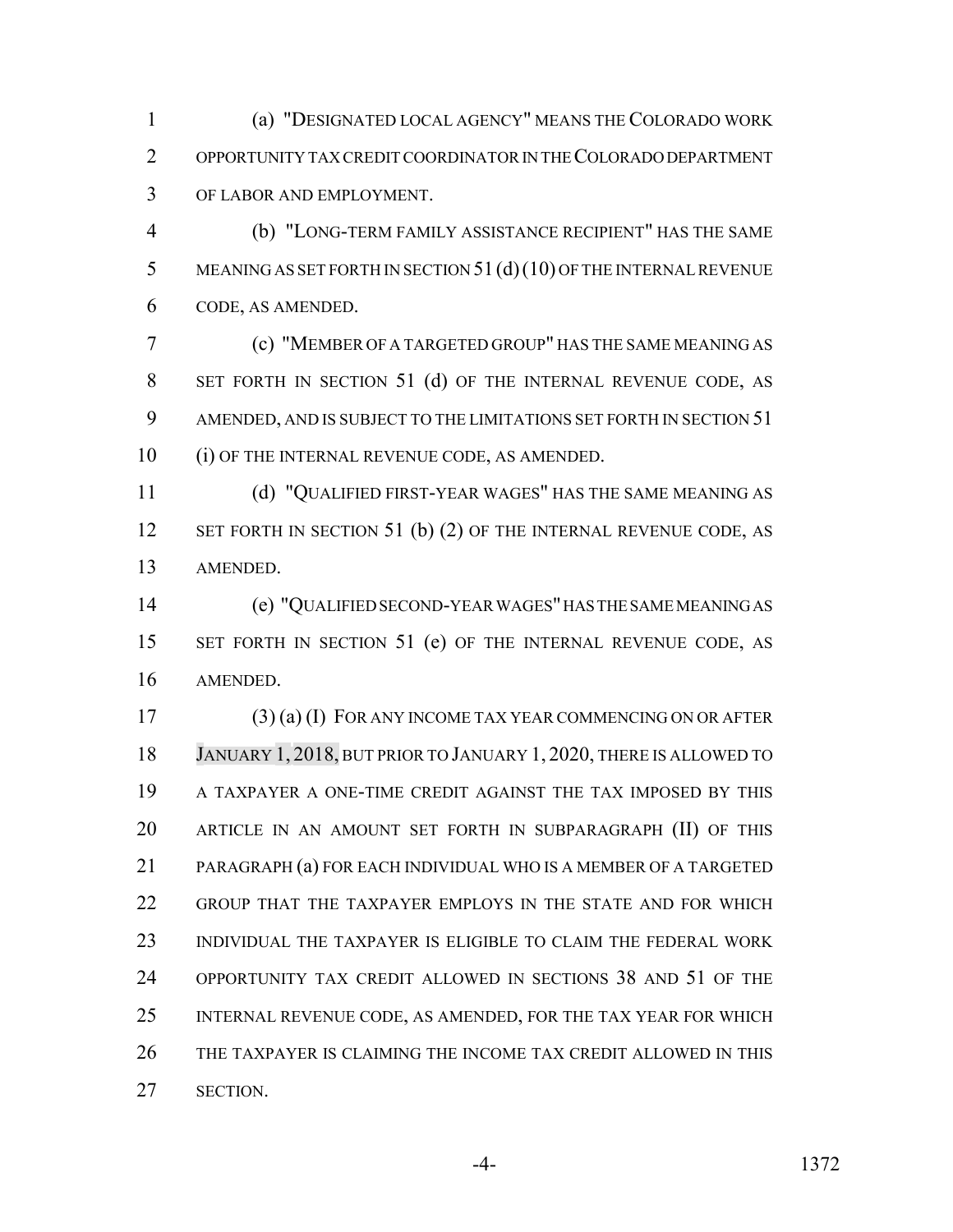(a) "DESIGNATED LOCAL AGENCY" MEANS THE COLORADO WORK OPPORTUNITY TAX CREDIT COORDINATOR IN THE COLORADO DEPARTMENT OF LABOR AND EMPLOYMENT.

(b) "LONG-TERM FAMILY ASSISTANCE RECIPIENT" HAS THE SAME MEANING AS SET FORTH IN SECTION 51 (d) (10) OF THE INTERNAL REVENUE CODE, AS AMENDED.

(c) "MEMBER OF A TARGETED GROUP" HAS THE SAME MEANING AS SET FORTH IN SECTION 51 (d) OF THE INTERNAL REVENUE CODE, AS AMENDED, AND IS SUBJECT TO THE LIMITATIONS SET FORTH IN SECTION 51 (i) OF THE INTERNAL REVENUE CODE, AS AMENDED.

(d) "QUALIFIED FIRST-YEAR WAGES" HAS THE SAME MEANING AS SET FORTH IN SECTION 51 (b) (2) OF THE INTERNAL REVENUE CODE, AS AMENDED.

(e) "QUALIFIED SECOND-YEAR WAGES" HAS THE SAME MEANING AS SET FORTH IN SECTION 51 (e) OF THE INTERNAL REVENUE CODE, AS AMENDED.

(3) (a) (I) FOR ANY INCOME TAX YEAR COMMENCING ON OR AFTER JANUARY 1, 2018, BUT PRIOR TO JANUARY 1, 2020, THERE IS ALLOWED TO A TAXPAYER A ONE-TIME CREDIT AGAINST THE TAX IMPOSED BY THIS ARTICLE IN AN AMOUNT SET FORTH IN SUBPARAGRAPH (II) OF THIS PARAGRAPH (a) FOR EACH INDIVIDUAL WHO IS A MEMBER OF A TARGETED GROUP THAT THE TAXPAYER EMPLOYS IN THE STATE AND FOR WHICH INDIVIDUAL THE TAXPAYER IS ELIGIBLE TO CLAIM THE FEDERAL WORK OPPORTUNITY TAX CREDIT ALLOWED IN SECTIONS 38 AND 51 OF THE INTERNAL REVENUE CODE, AS AMENDED, FOR THE TAX YEAR FOR WHICH THE TAXPAYER IS CLAIMING THE INCOME TAX CREDIT ALLOWED IN THIS SECTION.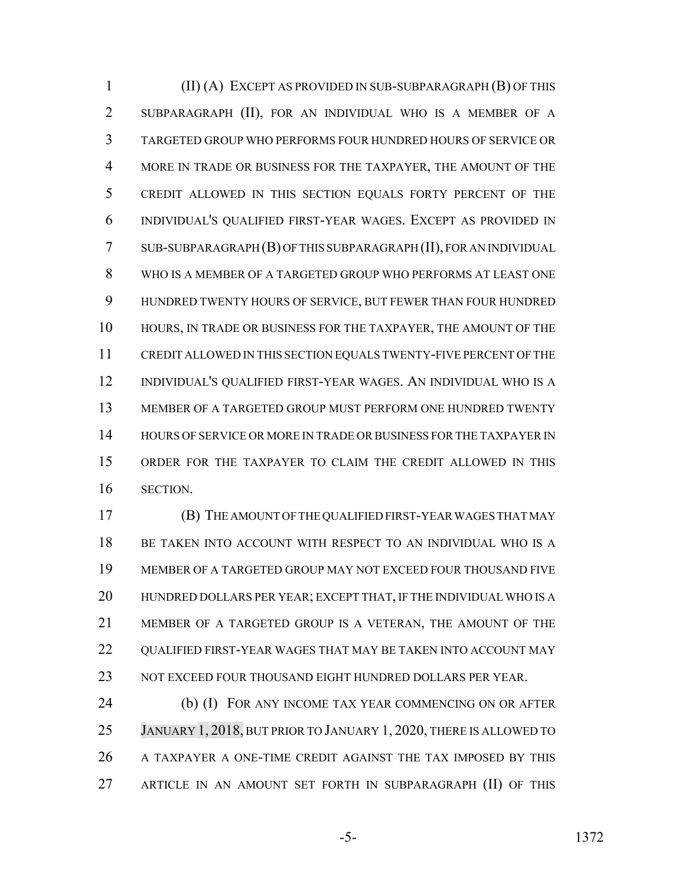(II) (A) EXCEPT AS PROVIDED IN SUB-SUBPARAGRAPH (B) OF THIS SUBPARAGRAPH (II), FOR AN INDIVIDUAL WHO IS A MEMBER OF A TARGETED GROUP WHO PERFORMS FOUR HUNDRED HOURS OF SERVICE OR MORE IN TRADE OR BUSINESS FOR THE TAXPAYER, THE AMOUNT OF THE CREDIT ALLOWED IN THIS SECTION EQUALS FORTY PERCENT OF THE INDIVIDUAL'S QUALIFIED FIRST-YEAR WAGES. EXCEPT AS PROVIDED IN SUB-SUBPARAGRAPH (B) OF THIS SUBPARAGRAPH (II), FOR AN INDIVIDUAL WHO IS A MEMBER OF A TARGETED GROUP WHO PERFORMS AT LEAST ONE HUNDRED TWENTY HOURS OF SERVICE, BUT FEWER THAN FOUR HUNDRED HOURS, IN TRADE OR BUSINESS FOR THE TAXPAYER, THE AMOUNT OF THE CREDIT ALLOWED IN THIS SECTION EQUALS TWENTY-FIVE PERCENT OF THE INDIVIDUAL'S QUALIFIED FIRST-YEAR WAGES. AN INDIVIDUAL WHO IS A MEMBER OF A TARGETED GROUP MUST PERFORM ONE HUNDRED TWENTY HOURS OF SERVICE OR MORE IN TRADE OR BUSINESS FOR THE TAXPAYER IN ORDER FOR THE TAXPAYER TO CLAIM THE CREDIT ALLOWED IN THIS SECTION.

(B) THE AMOUNT OF THE QUALIFIED FIRST-YEAR WAGES THAT MAY BE TAKEN INTO ACCOUNT WITH RESPECT TO AN INDIVIDUAL WHO IS A MEMBER OF A TARGETED GROUP MAY NOT EXCEED FOUR THOUSAND FIVE HUNDRED DOLLARS PER YEAR; EXCEPT THAT, IF THE INDIVIDUAL WHO IS A MEMBER OF A TARGETED GROUP IS A VETERAN, THE AMOUNT OF THE QUALIFIED FIRST-YEAR WAGES THAT MAY BE TAKEN INTO ACCOUNT MAY NOT EXCEED FOUR THOUSAND EIGHT HUNDRED DOLLARS PER YEAR.

(b) (I) FOR ANY INCOME TAX YEAR COMMENCING ON OR AFTER JANUARY 1, 2018, BUT PRIOR TO JANUARY 1, 2020, THERE IS ALLOWED TO A TAXPAYER A ONE-TIME CREDIT AGAINST THE TAX IMPOSED BY THIS ARTICLE IN AN AMOUNT SET FORTH IN SUBPARAGRAPH (II) OF THIS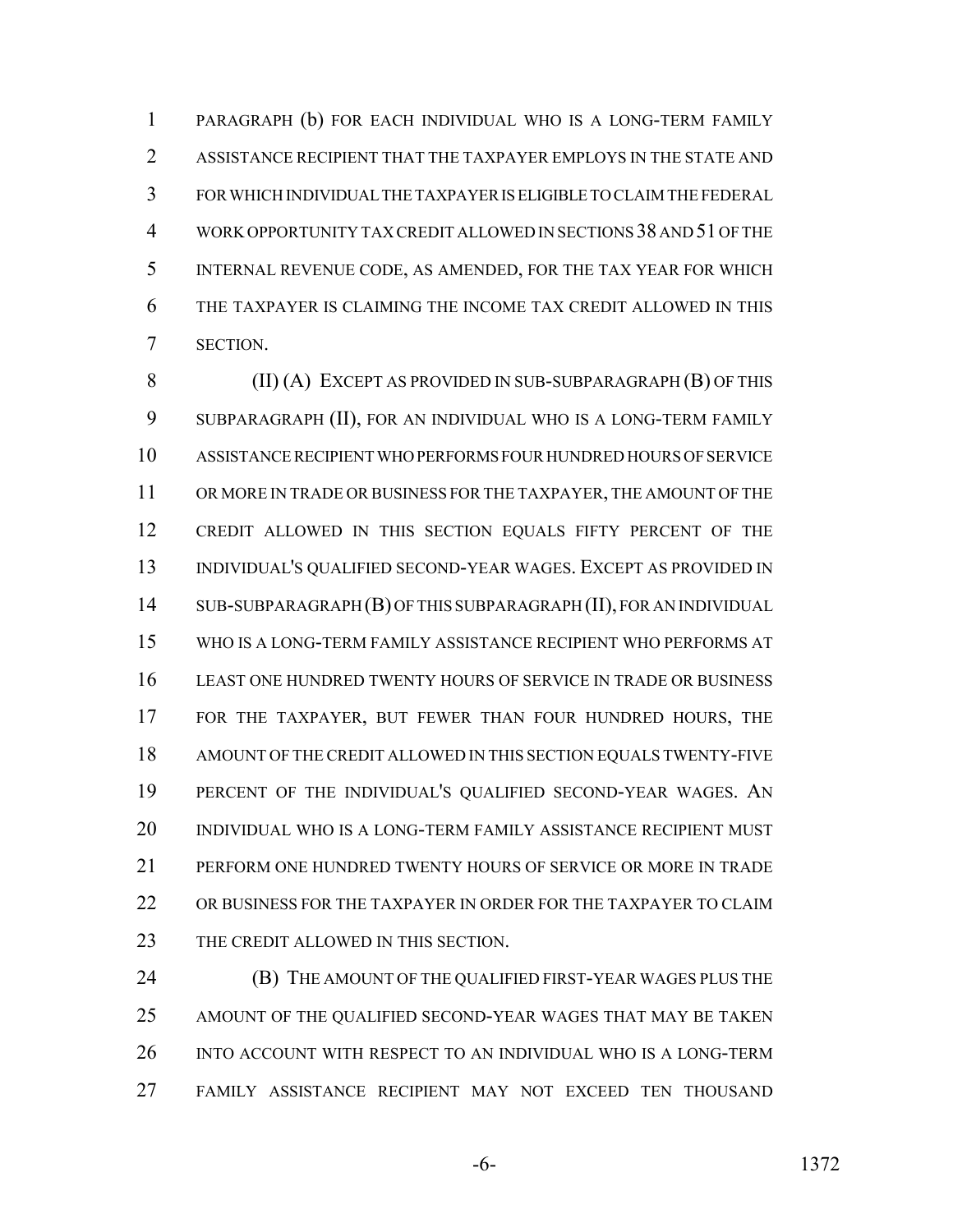PARAGRAPH (b) FOR EACH INDIVIDUAL WHO IS A LONG-TERM FAMILY ASSISTANCE RECIPIENT THAT THE TAXPAYER EMPLOYS IN THE STATE AND FOR WHICH INDIVIDUAL THE TAXPAYER IS ELIGIBLE TO CLAIM THE FEDERAL WORK OPPORTUNITY TAX CREDIT ALLOWED IN SECTIONS 38 AND 51 OF THE INTERNAL REVENUE CODE, AS AMENDED, FOR THE TAX YEAR FOR WHICH THE TAXPAYER IS CLAIMING THE INCOME TAX CREDIT ALLOWED IN THIS SECTION.

(II) (A) EXCEPT AS PROVIDED IN SUB-SUBPARAGRAPH (B) OF THIS SUBPARAGRAPH (II), FOR AN INDIVIDUAL WHO IS A LONG-TERM FAMILY ASSISTANCE RECIPIENT WHO PERFORMS FOUR HUNDRED HOURS OF SERVICE OR MORE IN TRADE OR BUSINESS FOR THE TAXPAYER, THE AMOUNT OF THE CREDIT ALLOWED IN THIS SECTION EQUALS FIFTY PERCENT OF THE INDIVIDUAL'S QUALIFIED SECOND-YEAR WAGES. EXCEPT AS PROVIDED IN SUB-SUBPARAGRAPH (B) OF THIS SUBPARAGRAPH (II), FOR AN INDIVIDUAL WHO IS A LONG-TERM FAMILY ASSISTANCE RECIPIENT WHO PERFORMS AT LEAST ONE HUNDRED TWENTY HOURS OF SERVICE IN TRADE OR BUSINESS FOR THE TAXPAYER, BUT FEWER THAN FOUR HUNDRED HOURS, THE AMOUNT OF THE CREDIT ALLOWED IN THIS SECTION EQUALS TWENTY-FIVE PERCENT OF THE INDIVIDUAL'S QUALIFIED SECOND-YEAR WAGES. AN INDIVIDUAL WHO IS A LONG-TERM FAMILY ASSISTANCE RECIPIENT MUST PERFORM ONE HUNDRED TWENTY HOURS OF SERVICE OR MORE IN TRADE OR BUSINESS FOR THE TAXPAYER IN ORDER FOR THE TAXPAYER TO CLAIM THE CREDIT ALLOWED IN THIS SECTION.

(B) THE AMOUNT OF THE QUALIFIED FIRST-YEAR WAGES PLUS THE AMOUNT OF THE QUALIFIED SECOND-YEAR WAGES THAT MAY BE TAKEN INTO ACCOUNT WITH RESPECT TO AN INDIVIDUAL WHO IS A LONG-TERM FAMILY ASSISTANCE RECIPIENT MAY NOT EXCEED TEN THOUSAND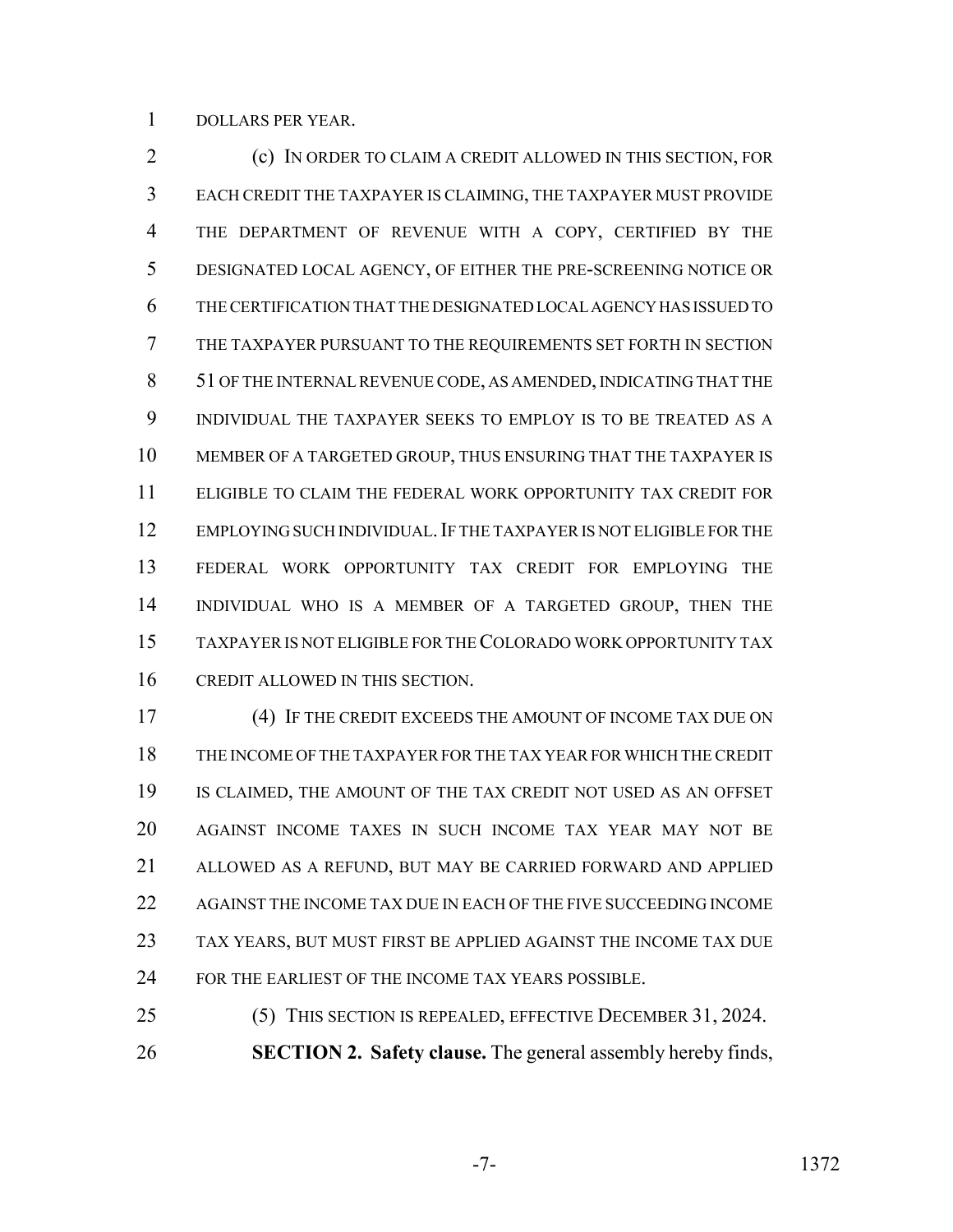DOLLARS PER YEAR.

(c) IN ORDER TO CLAIM A CREDIT ALLOWED IN THIS SECTION, FOR EACH CREDIT THE TAXPAYER IS CLAIMING, THE TAXPAYER MUST PROVIDE THE DEPARTMENT OF REVENUE WITH A COPY, CERTIFIED BY THE DESIGNATED LOCAL AGENCY, OF EITHER THE PRE-SCREENING NOTICE OR THE CERTIFICATION THAT THE DESIGNATED LOCAL AGENCY HAS ISSUED TO THE TAXPAYER PURSUANT TO THE REQUIREMENTS SET FORTH IN SECTION 51 OF THE INTERNAL REVENUE CODE, AS AMENDED, INDICATING THAT THE INDIVIDUAL THE TAXPAYER SEEKS TO EMPLOY IS TO BE TREATED AS A MEMBER OF A TARGETED GROUP, THUS ENSURING THAT THE TAXPAYER IS ELIGIBLE TO CLAIM THE FEDERAL WORK OPPORTUNITY TAX CREDIT FOR EMPLOYING SUCH INDIVIDUAL. IF THE TAXPAYER IS NOT ELIGIBLE FOR THE FEDERAL WORK OPPORTUNITY TAX CREDIT FOR EMPLOYING THE INDIVIDUAL WHO IS A MEMBER OF A TARGETED GROUP, THEN THE TAXPAYER IS NOT ELIGIBLE FOR THE COLORADO WORK OPPORTUNITY TAX CREDIT ALLOWED IN THIS SECTION.

(4) IF THE CREDIT EXCEEDS THE AMOUNT OF INCOME TAX DUE ON THE INCOME OF THE TAXPAYER FOR THE TAX YEAR FOR WHICH THE CREDIT IS CLAIMED, THE AMOUNT OF THE TAX CREDIT NOT USED AS AN OFFSET AGAINST INCOME TAXES IN SUCH INCOME TAX YEAR MAY NOT BE ALLOWED AS A REFUND, BUT MAY BE CARRIED FORWARD AND APPLIED AGAINST THE INCOME TAX DUE IN EACH OF THE FIVE SUCCEEDING INCOME TAX YEARS, BUT MUST FIRST BE APPLIED AGAINST THE INCOME TAX DUE FOR THE EARLIEST OF THE INCOME TAX YEARS POSSIBLE.

(5) THIS SECTION IS REPEALED, EFFECTIVE DECEMBER 31, 2024.

**SECTION 2. Safety clause.** The general assembly hereby finds,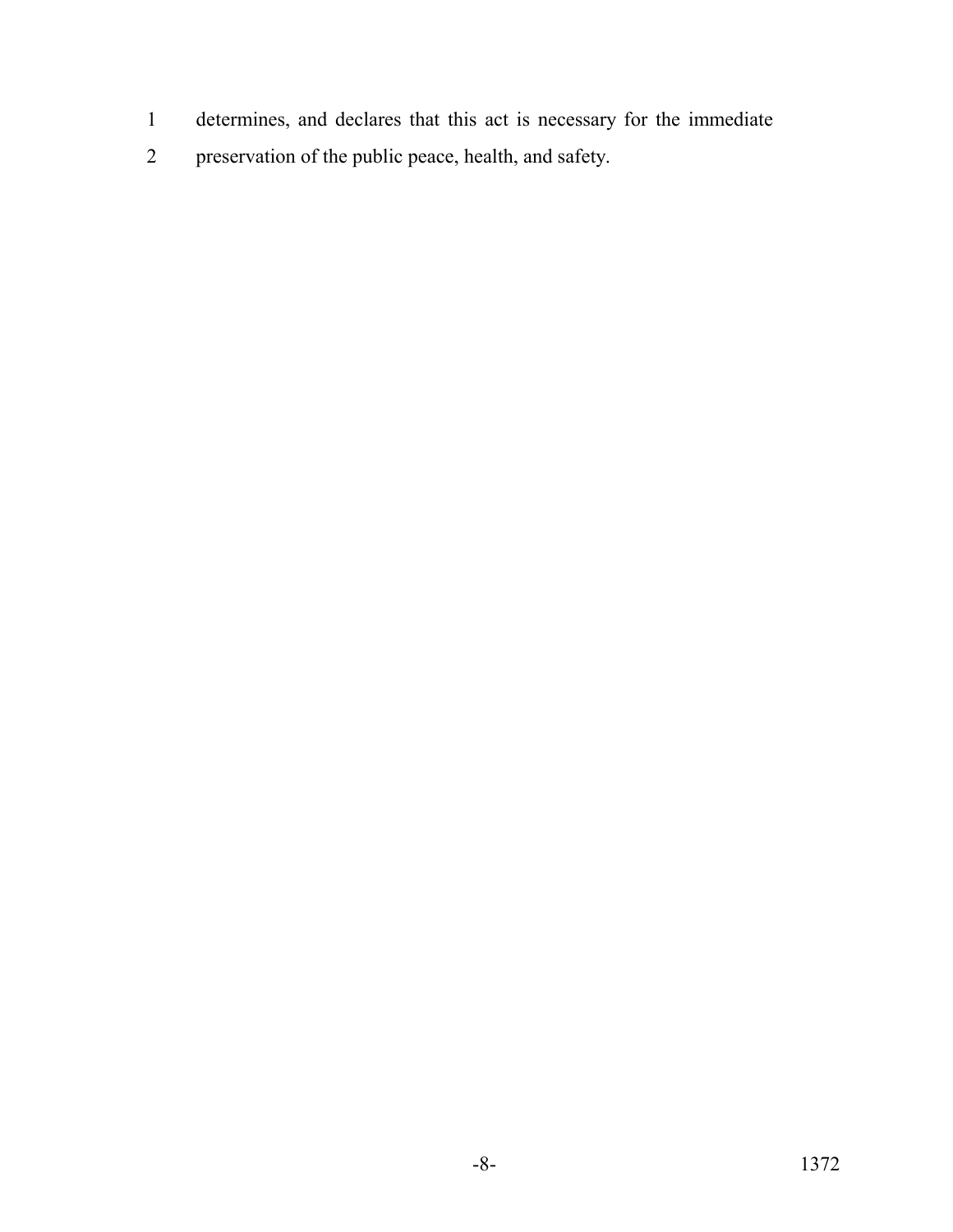determines, and declares that this act is necessary for the immediate preservation of the public peace, health, and safety.